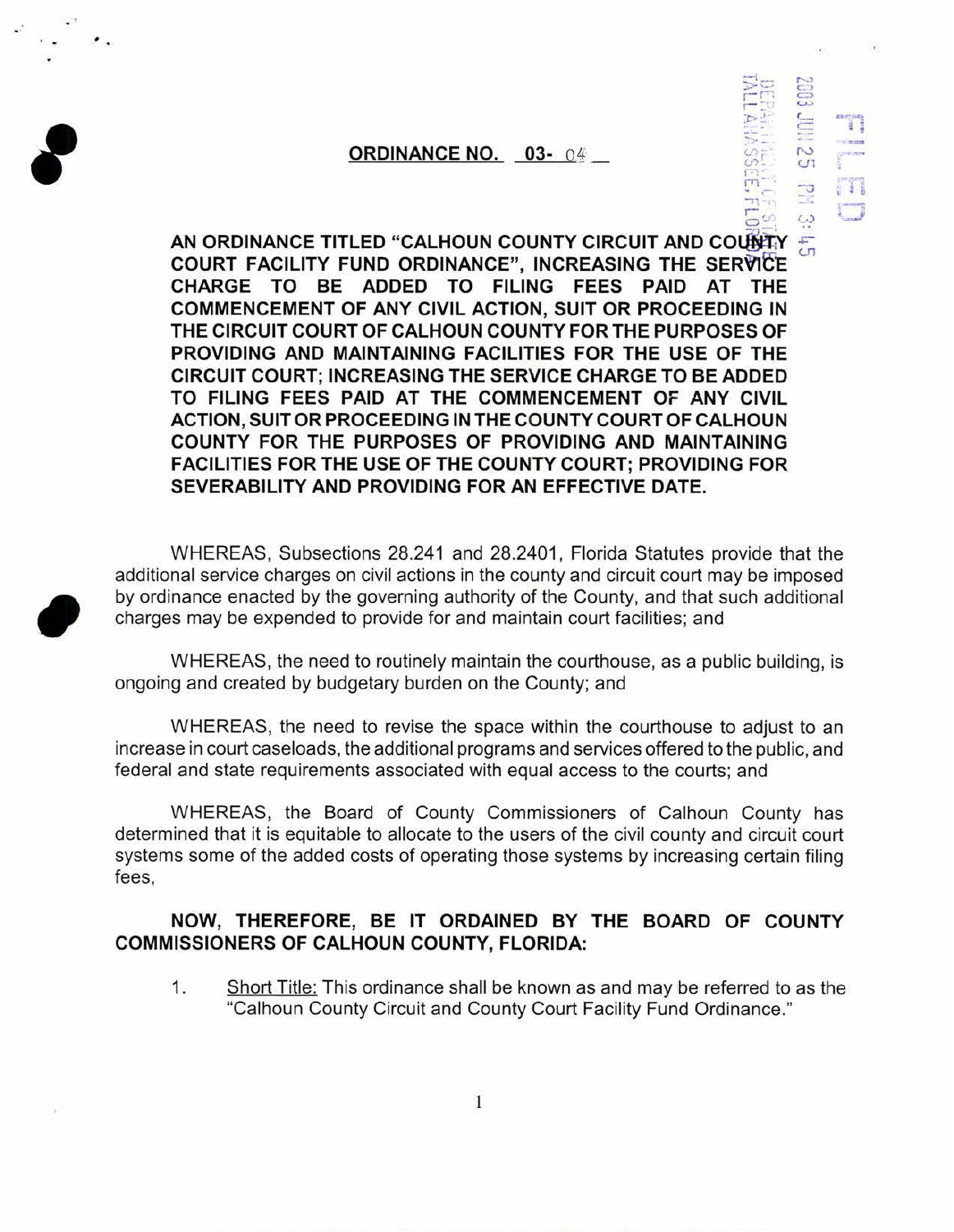**ORDINANCE NO. 03- 04**

FILED

2003 JUN 25 PM 3:45

DEPARTMENT OF STATE TALLAHASSEE, FLORIDA

**AN ORDINANCE TITLED "CALHOUN COUNTY CIRCUIT AND COUNTY COURT FACILITY FUND ORDINANCE", INCREASING THE SERVICE CHARGE TO BE ADDED TO FILING FEES PAID AT THE COMMENCEMENT OF ANY CIVIL ACTION, SUIT OR PROCEEDING IN THE CIRCUIT COURT OF CALHOUN COUNTY FOR THE PURPOSES OF PROVIDING AND MAINTAINING FACILITIES FOR THE USE OF THE CIRCUIT COURT; INCREASING THE SERVICE CHARGE TO BE ADDED TO FILING FEES PAID AT THE COMMENCEMENT OF ANY CIVIL ACTION, SUIT OR PROCEEDING IN THE COUNTY COURT OF CALHOUN COUNTY FOR THE PURPOSES OF PROVIDING AND MAINTAINING FACILITIES FOR THE USE OF THE COUNTY COURT; PROVIDING FOR SEVERABILITY AND PROVIDING FOR AN EFFECTIVE DATE.**

WHEREAS, Subsections 28.241 and 28.2401, Florida Statutes provide that the additional service charges on civil actions in the county and circuit court may be imposed by ordinance enacted by the governing authority of the County, and that such additional charges may be expended to provide for and maintain court facilities; and

WHEREAS, the need to routinely maintain the courthouse, as a public building, is ongoing and created by budgetary burden on the County; and

WHEREAS, the need to revise the space within the courthouse to adjust to an increase in court caseloads, the additional programs and services offered to the public, and federal and state requirements associated with equal access to the courts; and

WHEREAS, the Board of County Commissioners of Calhoun County has determined that it is equitable to allocate to the users of the civil county and circuit court systems some of the added costs of operating those systems by increasing certain filing fees,

**NOW, THEREFORE, BE IT ORDAINED BY THE BOARD OF COUNTY COMMISSIONERS OF CALHOUN COUNTY, FLORIDA:**

1. Short Title: This ordinance shall be known as and may be referred to as the "Calhoun County Circuit and County Court Facility Fund Ordinance."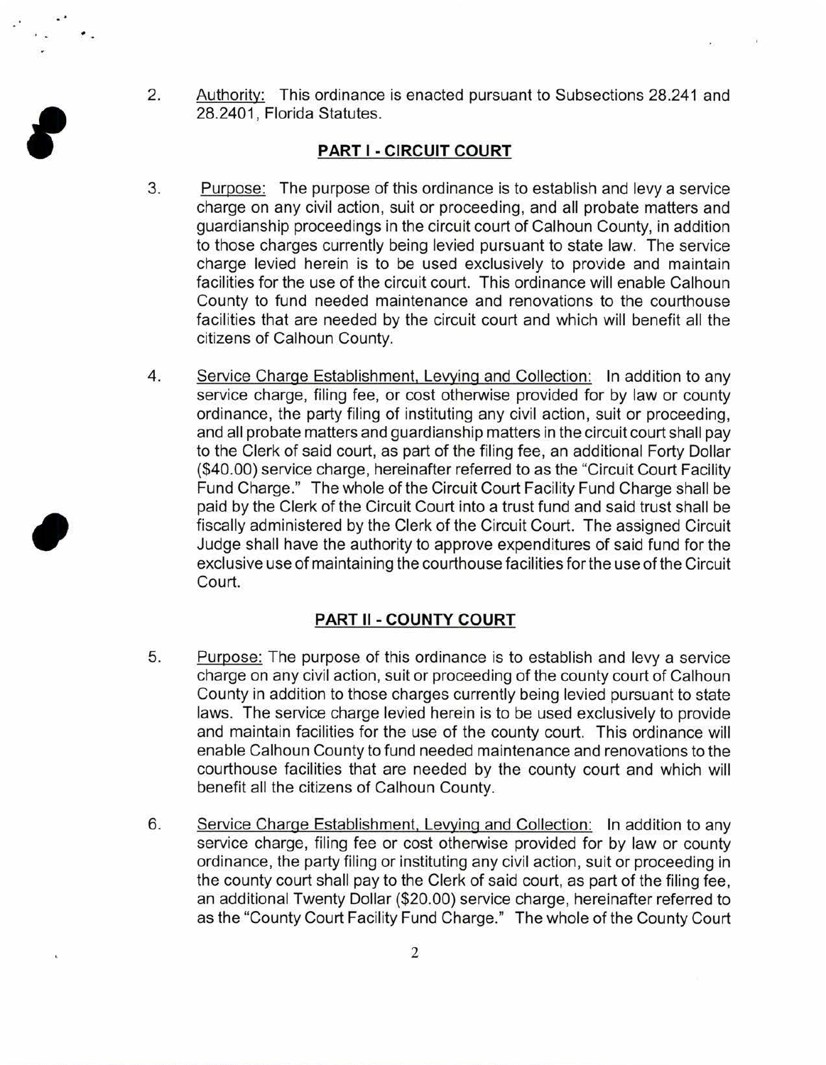2. Authority: This ordinance is enacted pursuant to Subsections 28.241 and 28.2401, Florida Statutes.

## PART I - CIRCUIT COURT

3. Purpose: The purpose of this ordinance is to establish and levy a service charge on any civil action, suit or proceeding, and all probate matters and guardianship proceedings in the circuit court of Calhoun County, in addition to those charges currently being levied pursuant to state law. The service charge levied herein is to be used exclusively to provide and maintain facilities for the use of the circuit court. This ordinance will enable Calhoun County to fund needed maintenance and renovations to the courthouse facilities that are needed by the circuit court and which will benefit all the citizens of Calhoun County.

4. Service Charge Establishment, Levying and Collection: In addition to any service charge, filing fee, or cost otherwise provided for by law or county ordinance, the party filing of instituting any civil action, suit or proceeding, and all probate matters and guardianship matters in the circuit court shall pay to the Clerk of said court, as part of the filing fee, an additional Forty Dollar ($40.00) service charge, hereinafter referred to as the "Circuit Court Facility Fund Charge." The whole of the Circuit Court Facility Fund Charge shall be paid by the Clerk of the Circuit Court into a trust fund and said trust shall be fiscally administered by the Clerk of the Circuit Court. The assigned Circuit Judge shall have the authority to approve expenditures of said fund for the exclusive use of maintaining the courthouse facilities for the use of the Circuit Court.

## PART II - COUNTY COURT

5. Purpose: The purpose of this ordinance is to establish and levy a service charge on any civil action, suit or proceeding of the county court of Calhoun County in addition to those charges currently being levied pursuant to state laws. The service charge levied herein is to be used exclusively to provide and maintain facilities for the use of the county court. This ordinance will enable Calhoun County to fund needed maintenance and renovations to the courthouse facilities that are needed by the county court and which will benefit all the citizens of Calhoun County.

6. Service Charge Establishment, Levying and Collection: In addition to any service charge, filing fee or cost otherwise provided for by law or county ordinance, the party filing or instituting any civil action, suit or proceeding in the county court shall pay to the Clerk of said court, as part of the filing fee, an additional Twenty Dollar ($20.00) service charge, hereinafter referred to as the "County Court Facility Fund Charge." The whole of the County Court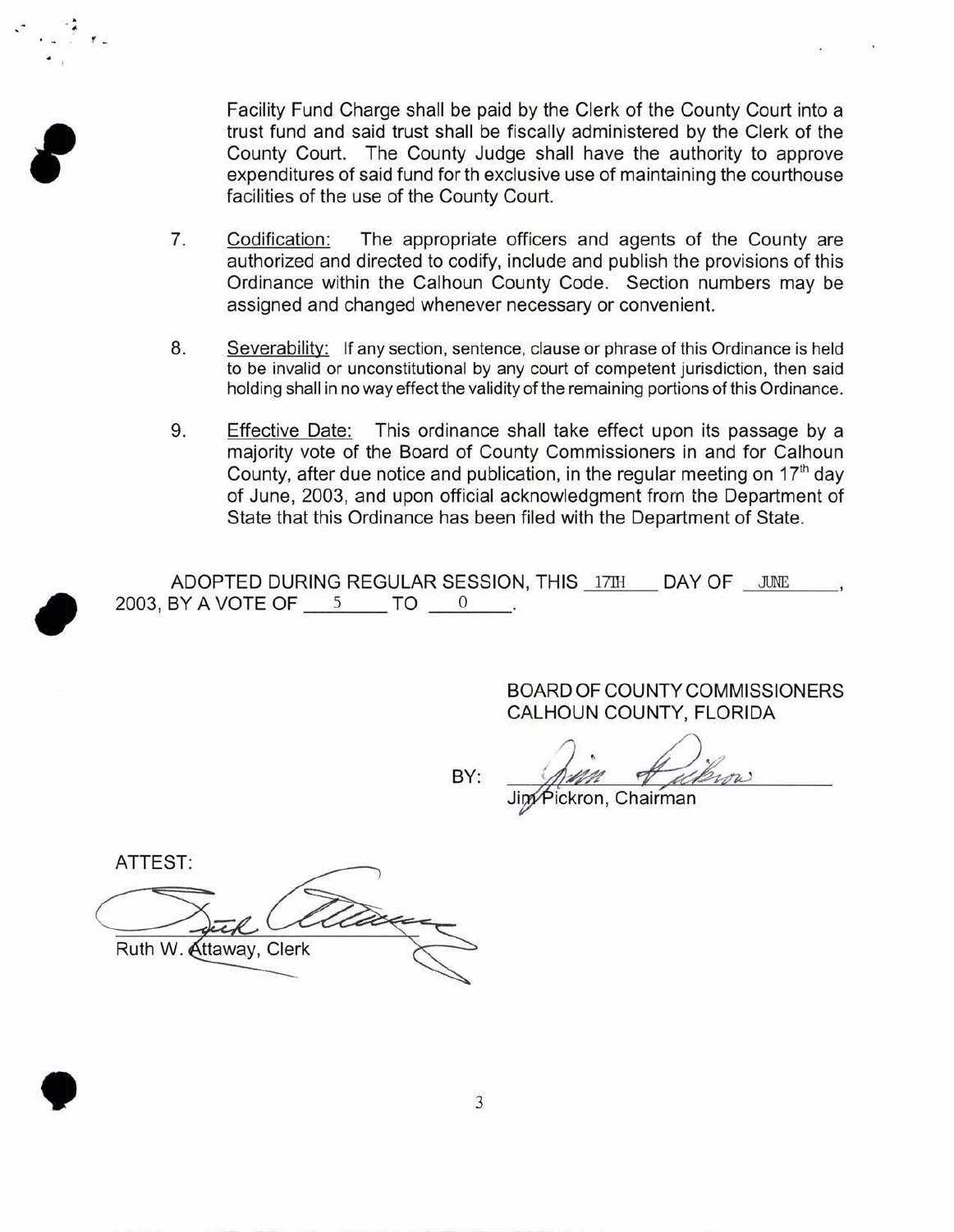Facility Fund Charge shall be paid by the Clerk of the County Court into a trust fund and said trust shall be fiscally administered by the Clerk of the County Court. The County Judge shall have the authority to approve expenditures of said fund for th exclusive use of maintaining the courthouse facilities of the use of the County Court.

7. Codification: The appropriate officers and agents of the County are authorized and directed to codify, include and publish the provisions of this Ordinance within the Calhoun County Code. Section numbers may be assigned and changed whenever necessary or convenient.

8. Severability: If any section, sentence, clause or phrase of this Ordinance is held to be invalid or unconstitutional by any court of competent jurisdiction, then said holding shall in no way effect the validity of the remaining portions of this Ordinance.

9. Effective Date: This ordinance shall take effect upon its passage by a majority vote of the Board of County Commissioners in and for Calhoun County, after due notice and publication, in the regular meeting on 17th day of June, 2003, and upon official acknowledgment from the Department of State that this Ordinance has been filed with the Department of State.

ADOPTED DURING REGULAR SESSION, THIS 17TH DAY OF JUNE, 2003, BY A VOTE OF 5 TO 0.

BOARD OF COUNTY COMMISSIONERS
CALHOUN COUNTY, FLORIDA

BY: Jim Pickron, Chairman

ATTEST:

Ruth W. Attaway, Clerk